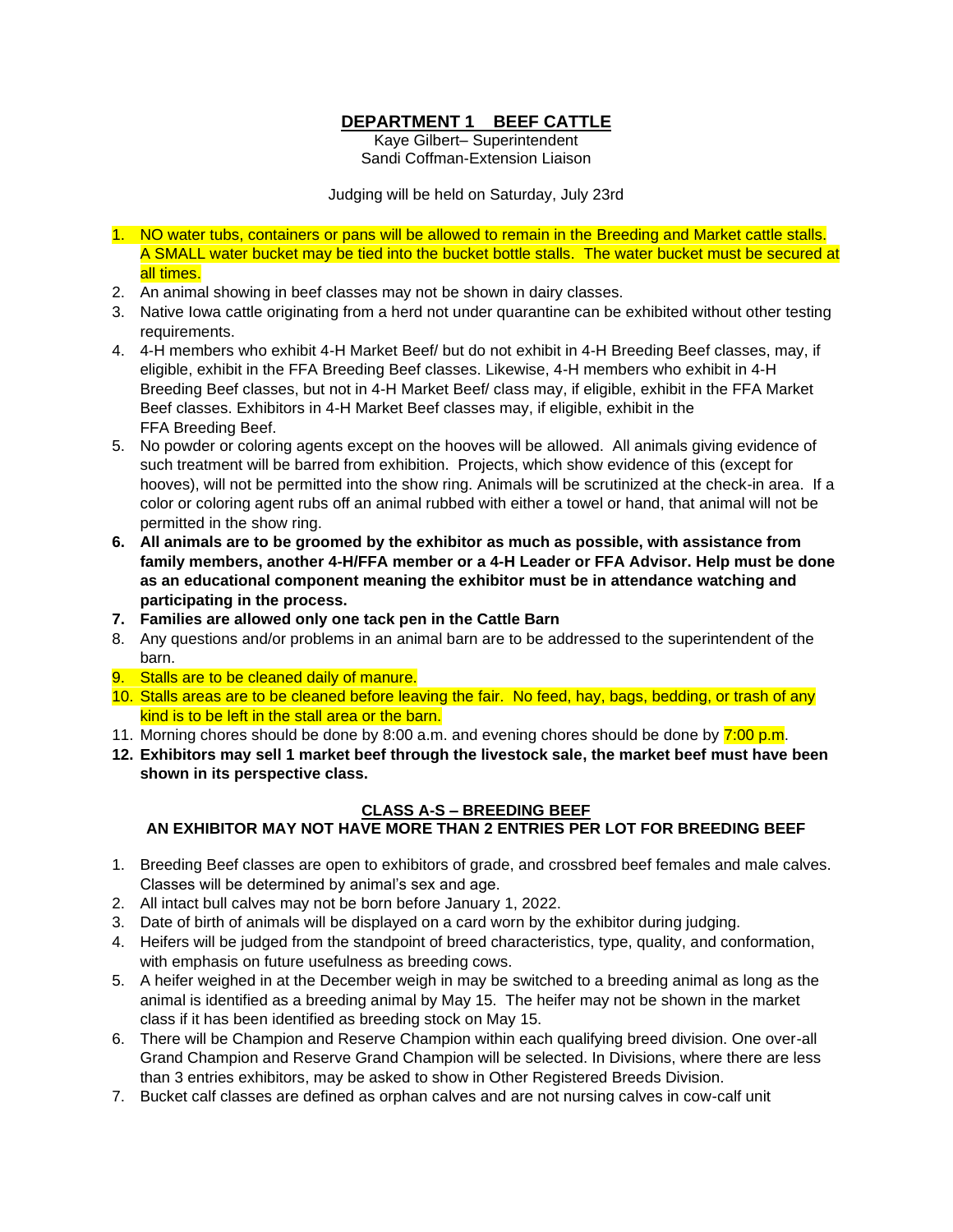# DEPARTMENT 1 BEEF CATTLE

Kaye Gilbert– Superintendent
Sandi Coffman-Extension Liaison

Judging will be held on Saturday, July 23rd

1. NO water tubs, containers or pans will be allowed to remain in the Breeding and Market cattle stalls. A SMALL water bucket may be tied into the bucket bottle stalls. The water bucket must be secured at all times.
2. An animal showing in beef classes may not be shown in dairy classes.
3. Native Iowa cattle originating from a herd not under quarantine can be exhibited without other testing requirements.
4. 4-H members who exhibit 4-H Market Beef/ but do not exhibit in 4-H Breeding Beef classes, may, if eligible, exhibit in the FFA Breeding Beef classes. Likewise, 4-H members who exhibit in 4-H Breeding Beef classes, but not in 4-H Market Beef/ class may, if eligible, exhibit in the FFA Market Beef classes. Exhibitors in 4-H Market Beef classes may, if eligible, exhibit in the FFA Breeding Beef.
5. No powder or coloring agents except on the hooves will be allowed. All animals giving evidence of such treatment will be barred from exhibition. Projects, which show evidence of this (except for hooves), will not be permitted into the show ring. Animals will be scrutinized at the check-in area. If a color or coloring agent rubs off an animal rubbed with either a towel or hand, that animal will not be permitted in the show ring.
6. **All animals are to be groomed by the exhibitor as much as possible, with assistance from family members, another 4-H/FFA member or a 4-H Leader or FFA Advisor. Help must be done as an educational component meaning the exhibitor must be in attendance watching and participating in the process.**
7. **Families are allowed only one tack pen in the Cattle Barn**
8. Any questions and/or problems in an animal barn are to be addressed to the superintendent of the barn.
9. Stalls are to be cleaned daily of manure.
10. Stalls areas are to be cleaned before leaving the fair. No feed, hay, bags, bedding, or trash of any kind is to be left in the stall area or the barn.
11. Morning chores should be done by 8:00 a.m. and evening chores should be done by 7:00 p.m.
12. **Exhibitors may sell 1 market beef through the livestock sale, the market beef must have been shown in its perspective class.**

## CLASS A-S – BREEDING BEEF

**AN EXHIBITOR MAY NOT HAVE MORE THAN 2 ENTRIES PER LOT FOR BREEDING BEEF**

1. Breeding Beef classes are open to exhibitors of grade, and crossbred beef females and male calves. Classes will be determined by animal's sex and age.
2. All intact bull calves may not be born before January 1, 2022.
3. Date of birth of animals will be displayed on a card worn by the exhibitor during judging.
4. Heifers will be judged from the standpoint of breed characteristics, type, quality, and conformation, with emphasis on future usefulness as breeding cows.
5. A heifer weighed in at the December weigh in may be switched to a breeding animal as long as the animal is identified as a breeding animal by May 15. The heifer may not be shown in the market class if it has been identified as breeding stock on May 15.
6. There will be Champion and Reserve Champion within each qualifying breed division. One over-all Grand Champion and Reserve Grand Champion will be selected. In Divisions, where there are less than 3 entries exhibitors, may be asked to show in Other Registered Breeds Division.
7. Bucket calf classes are defined as orphan calves and are not nursing calves in cow-calf unit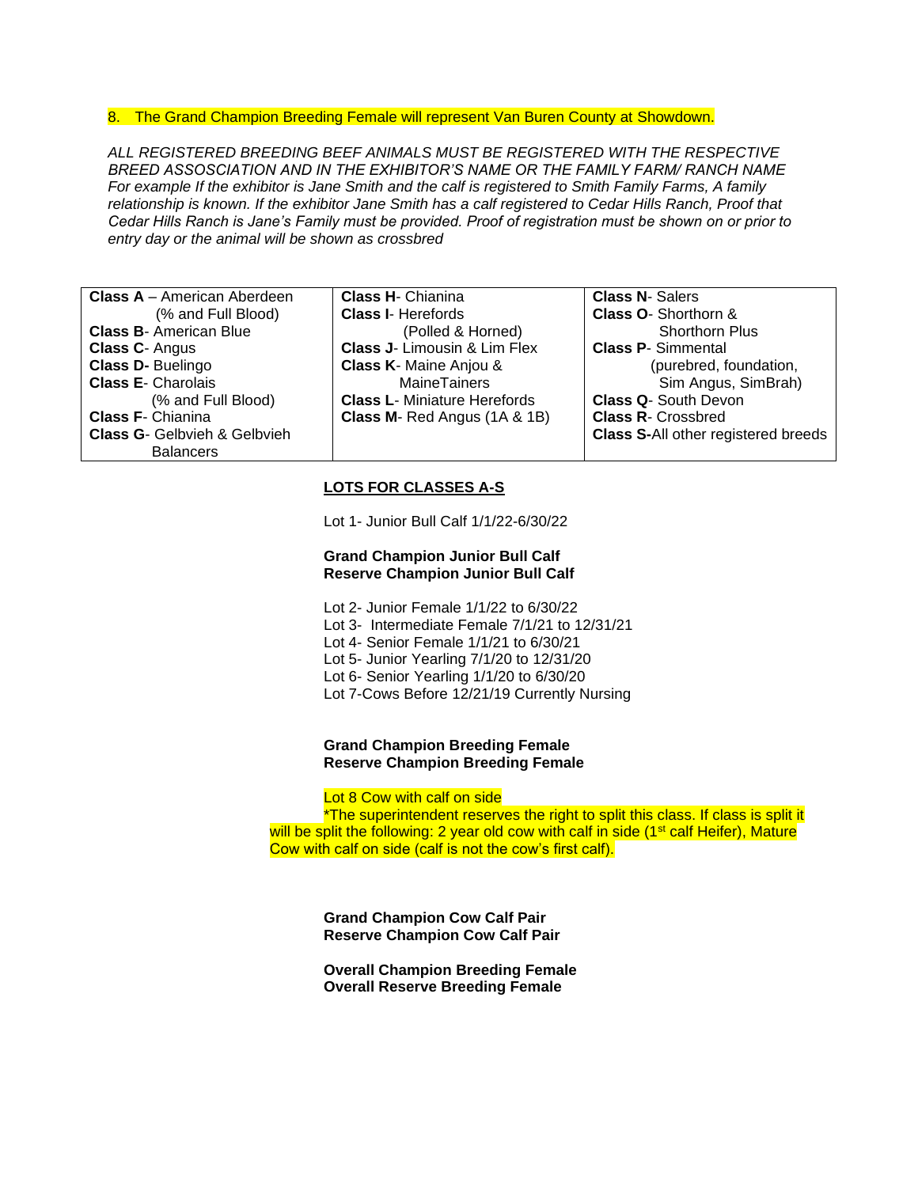8. The Grand Champion Breeding Female will represent Van Buren County at Showdown.

*ALL REGISTERED BREEDING BEEF ANIMALS MUST BE REGISTERED WITH THE RESPECTIVE BREED ASSOSCIATION AND IN THE EXHIBITOR'S NAME OR THE FAMILY FARM/ RANCH NAME For example If the exhibitor is Jane Smith and the calf is registered to Smith Family Farms, A family relationship is known. If the exhibitor Jane Smith has a calf registered to Cedar Hills Ranch, Proof that Cedar Hills Ranch is Jane's Family must be provided. Proof of registration must be shown on or prior to entry day or the animal will be shown as crossbred*

| | | |
|---|---|---|
| **Class A** – American Aberdeen (% and Full Blood)<br>**Class B**- American Blue<br>**Class C**- Angus<br>**Class D-** Buelingo<br>**Class E**- Charolais (% and Full Blood)<br>**Class F**- Chianina<br>**Class G**- Gelbvieh & Gelbvieh Balancers | **Class H**- Chianina<br>**Class I**- Herefords (Polled & Horned)<br>**Class J**- Limousin & Lim Flex<br>**Class K**- Maine Anjou & MaineTainers<br>**Class L**- Miniature Herefords<br>**Class M**- Red Angus (1A & 1B) | **Class N**- Salers<br>**Class O**- Shorthorn & Shorthorn Plus<br>**Class P**- Simmental (purebred, foundation, Sim Angus, SimBrah)<br>**Class Q**- South Devon<br>**Class R**- Crossbred<br>**Class S-**All other registered breeds |

**LOTS FOR CLASSES A-S**

Lot 1- Junior Bull Calf 1/1/22-6/30/22

**Grand Champion Junior Bull Calf**
**Reserve Champion Junior Bull Calf**

Lot 2- Junior Female 1/1/22 to 6/30/22
Lot 3- Intermediate Female 7/1/21 to 12/31/21
Lot 4- Senior Female 1/1/21 to 6/30/21
Lot 5- Junior Yearling 7/1/20 to 12/31/20
Lot 6- Senior Yearling 1/1/20 to 6/30/20
Lot 7-Cows Before 12/21/19 Currently Nursing

**Grand Champion Breeding Female**
**Reserve Champion Breeding Female**

Lot 8 Cow with calf on side

*The superintendent reserves the right to split this class. If class is split it will be split the following: 2 year old cow with calf in side (1st calf Heifer), Mature Cow with calf on side (calf is not the cow's first calf).

**Grand Champion Cow Calf Pair**
**Reserve Champion Cow Calf Pair**

**Overall Champion Breeding Female**
**Overall Reserve Breeding Female**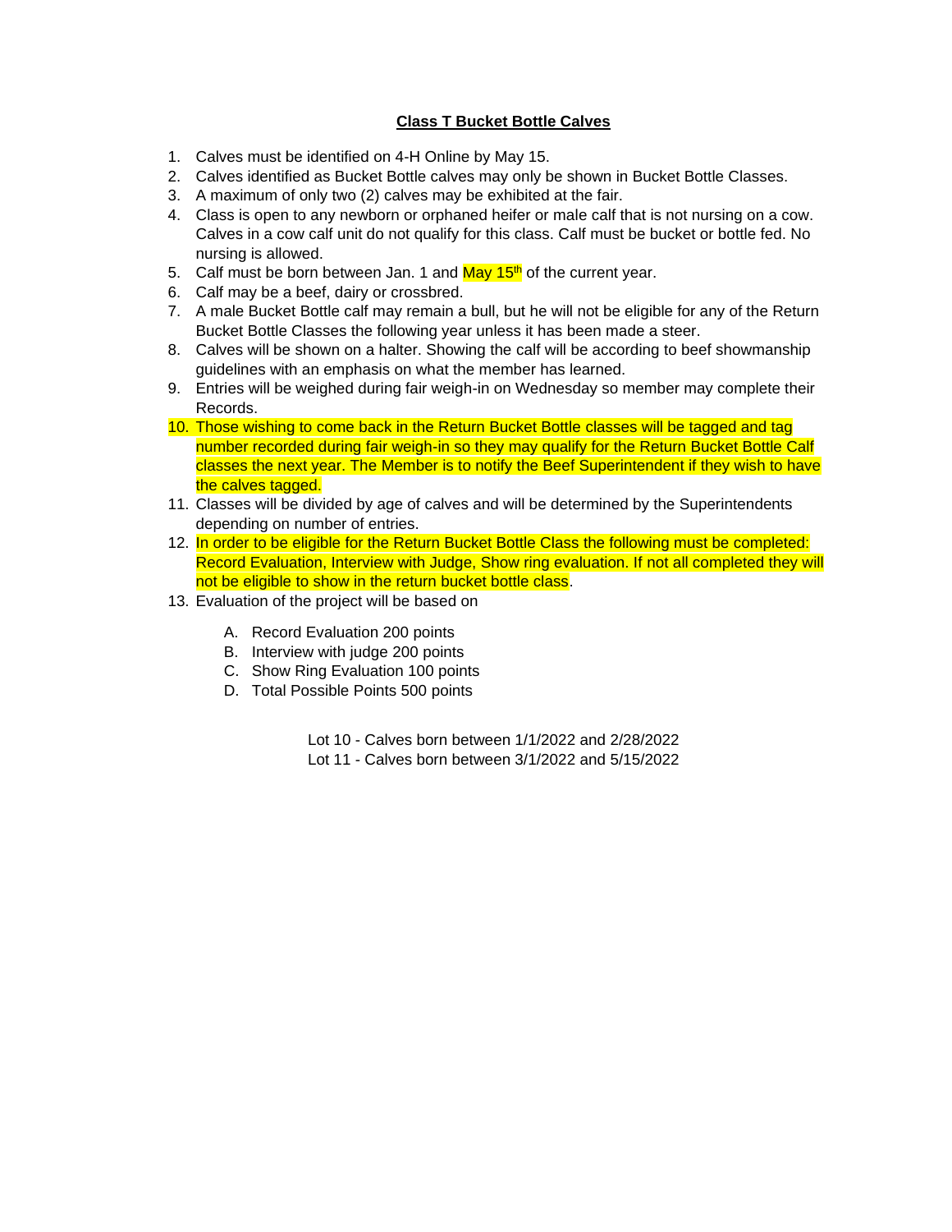## Class T Bucket Bottle Calves

1. Calves must be identified on 4-H Online by May 15.
2. Calves identified as Bucket Bottle calves may only be shown in Bucket Bottle Classes.
3. A maximum of only two (2) calves may be exhibited at the fair.
4. Class is open to any newborn or orphaned heifer or male calf that is not nursing on a cow. Calves in a cow calf unit do not qualify for this class. Calf must be bucket or bottle fed. No nursing is allowed.
5. Calf must be born between Jan. 1 and May 15th of the current year.
6. Calf may be a beef, dairy or crossbred.
7. A male Bucket Bottle calf may remain a bull, but he will not be eligible for any of the Return Bucket Bottle Classes the following year unless it has been made a steer.
8. Calves will be shown on a halter. Showing the calf will be according to beef showmanship guidelines with an emphasis on what the member has learned.
9. Entries will be weighed during fair weigh-in on Wednesday so member may complete their Records.
10. Those wishing to come back in the Return Bucket Bottle classes will be tagged and tag number recorded during fair weigh-in so they may qualify for the Return Bucket Bottle Calf classes the next year. The Member is to notify the Beef Superintendent if they wish to have the calves tagged.
11. Classes will be divided by age of calves and will be determined by the Superintendents depending on number of entries.
12. In order to be eligible for the Return Bucket Bottle Class the following must be completed: Record Evaluation, Interview with Judge, Show ring evaluation. If not all completed they will not be eligible to show in the return bucket bottle class.
13. Evaluation of the project will be based on

    A. Record Evaluation 200 points
    B. Interview with judge 200 points
    C. Show Ring Evaluation 100 points
    D. Total Possible Points 500 points

Lot 10 - Calves born between 1/1/2022 and 2/28/2022
Lot 11 - Calves born between 3/1/2022 and 5/15/2022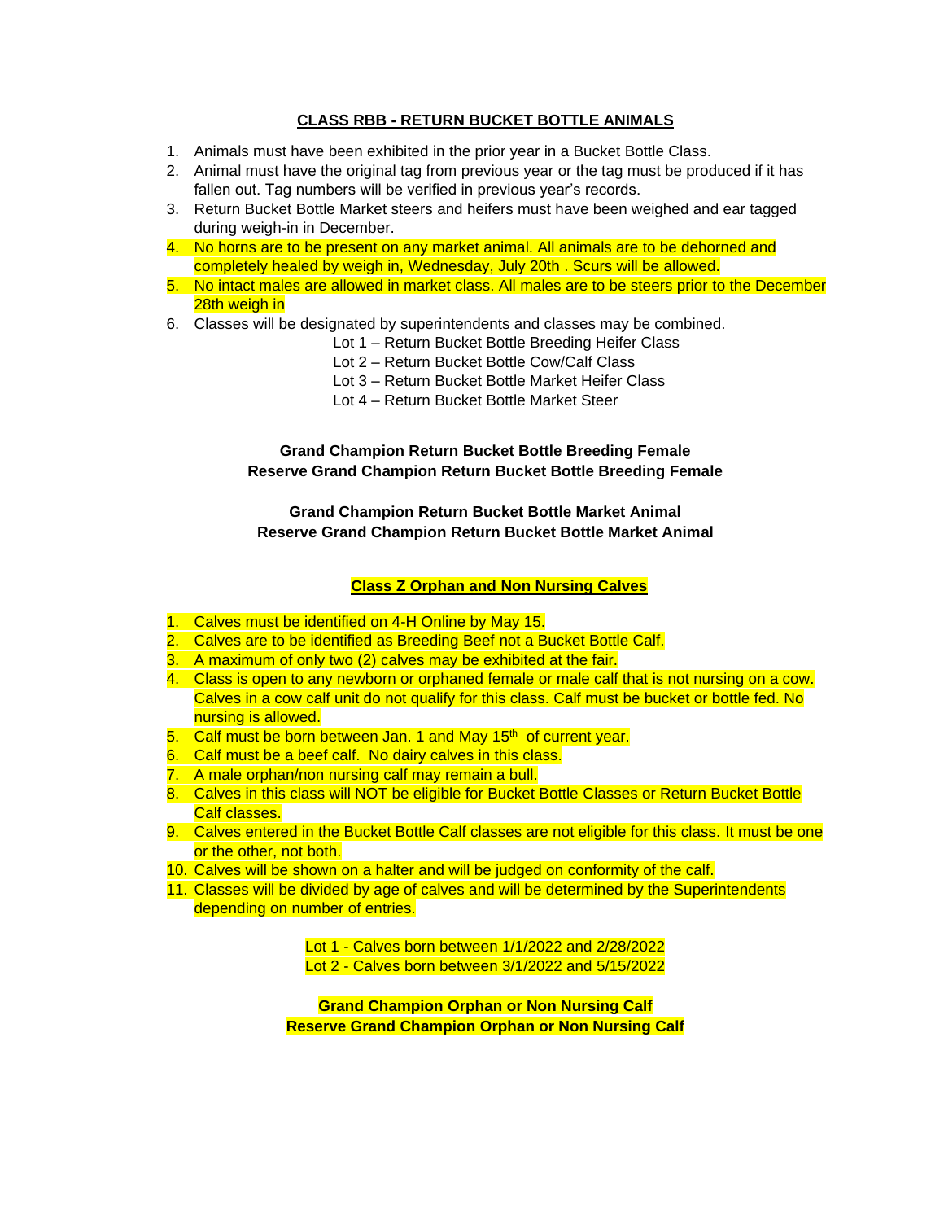## CLASS RBB - RETURN BUCKET BOTTLE ANIMALS

1. Animals must have been exhibited in the prior year in a Bucket Bottle Class.
2. Animal must have the original tag from previous year or the tag must be produced if it has fallen out. Tag numbers will be verified in previous year's records.
3. Return Bucket Bottle Market steers and heifers must have been weighed and ear tagged during weigh-in in December.
4. No horns are to be present on any market animal. All animals are to be dehorned and completely healed by weigh in, Wednesday, July 20th . Scurs will be allowed.
5. No intact males are allowed in market class. All males are to be steers prior to the December 28th weigh in
6. Classes will be designated by superintendents and classes may be combined.

   Lot 1 – Return Bucket Bottle Breeding Heifer Class
   Lot 2 – Return Bucket Bottle Cow/Calf Class
   Lot 3 – Return Bucket Bottle Market Heifer Class
   Lot 4 – Return Bucket Bottle Market Steer

**Grand Champion Return Bucket Bottle Breeding Female**
**Reserve Grand Champion Return Bucket Bottle Breeding Female**

**Grand Champion Return Bucket Bottle Market Animal**
**Reserve Grand Champion Return Bucket Bottle Market Animal**

## Class Z Orphan and Non Nursing Calves

1. Calves must be identified on 4-H Online by May 15.
2. Calves are to be identified as Breeding Beef not a Bucket Bottle Calf.
3. A maximum of only two (2) calves may be exhibited at the fair.
4. Class is open to any newborn or orphaned female or male calf that is not nursing on a cow. Calves in a cow calf unit do not qualify for this class. Calf must be bucket or bottle fed. No nursing is allowed.
5. Calf must be born between Jan. 1 and May 15th of current year.
6. Calf must be a beef calf. No dairy calves in this class.
7. A male orphan/non nursing calf may remain a bull.
8. Calves in this class will NOT be eligible for Bucket Bottle Classes or Return Bucket Bottle Calf classes.
9. Calves entered in the Bucket Bottle Calf classes are not eligible for this class. It must be one or the other, not both.
10. Calves will be shown on a halter and will be judged on conformity of the calf.
11. Classes will be divided by age of calves and will be determined by the Superintendents depending on number of entries.

Lot 1 - Calves born between 1/1/2022 and 2/28/2022
Lot 2 - Calves born between 3/1/2022 and 5/15/2022

**Grand Champion Orphan or Non Nursing Calf**
**Reserve Grand Champion Orphan or Non Nursing Calf**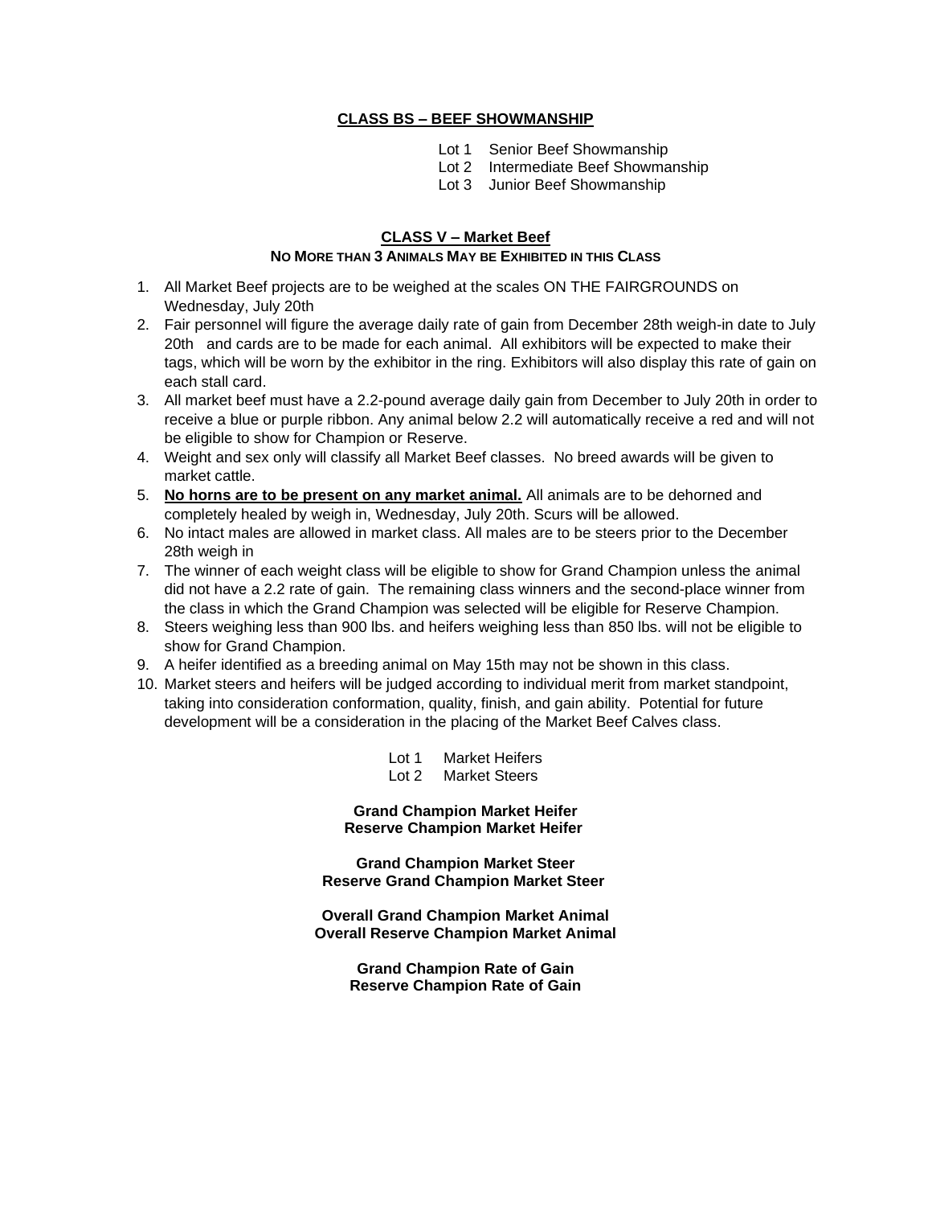## CLASS BS – BEEF SHOWMANSHIP

Lot 1 Senior Beef Showmanship
Lot 2 Intermediate Beef Showmanship
Lot 3 Junior Beef Showmanship

## CLASS V – Market Beef

**NO MORE THAN 3 ANIMALS MAY BE EXHIBITED IN THIS CLASS**

1. All Market Beef projects are to be weighed at the scales ON THE FAIRGROUNDS on Wednesday, July 20th
2. Fair personnel will figure the average daily rate of gain from December 28th weigh-in date to July 20th and cards are to be made for each animal. All exhibitors will be expected to make their tags, which will be worn by the exhibitor in the ring. Exhibitors will also display this rate of gain on each stall card.
3. All market beef must have a 2.2-pound average daily gain from December to July 20th in order to receive a blue or purple ribbon. Any animal below 2.2 will automatically receive a red and will not be eligible to show for Champion or Reserve.
4. Weight and sex only will classify all Market Beef classes. No breed awards will be given to market cattle.
5. **No horns are to be present on any market animal.** All animals are to be dehorned and completely healed by weigh in, Wednesday, July 20th. Scurs will be allowed.
6. No intact males are allowed in market class. All males are to be steers prior to the December 28th weigh in
7. The winner of each weight class will be eligible to show for Grand Champion unless the animal did not have a 2.2 rate of gain. The remaining class winners and the second-place winner from the class in which the Grand Champion was selected will be eligible for Reserve Champion.
8. Steers weighing less than 900 lbs. and heifers weighing less than 850 lbs. will not be eligible to show for Grand Champion.
9. A heifer identified as a breeding animal on May 15th may not be shown in this class.
10. Market steers and heifers will be judged according to individual merit from market standpoint, taking into consideration conformation, quality, finish, and gain ability. Potential for future development will be a consideration in the placing of the Market Beef Calves class.

Lot 1 Market Heifers
Lot 2 Market Steers

**Grand Champion Market Heifer**
**Reserve Champion Market Heifer**

**Grand Champion Market Steer**
**Reserve Grand Champion Market Steer**

**Overall Grand Champion Market Animal**
**Overall Reserve Champion Market Animal**

**Grand Champion Rate of Gain**
**Reserve Champion Rate of Gain**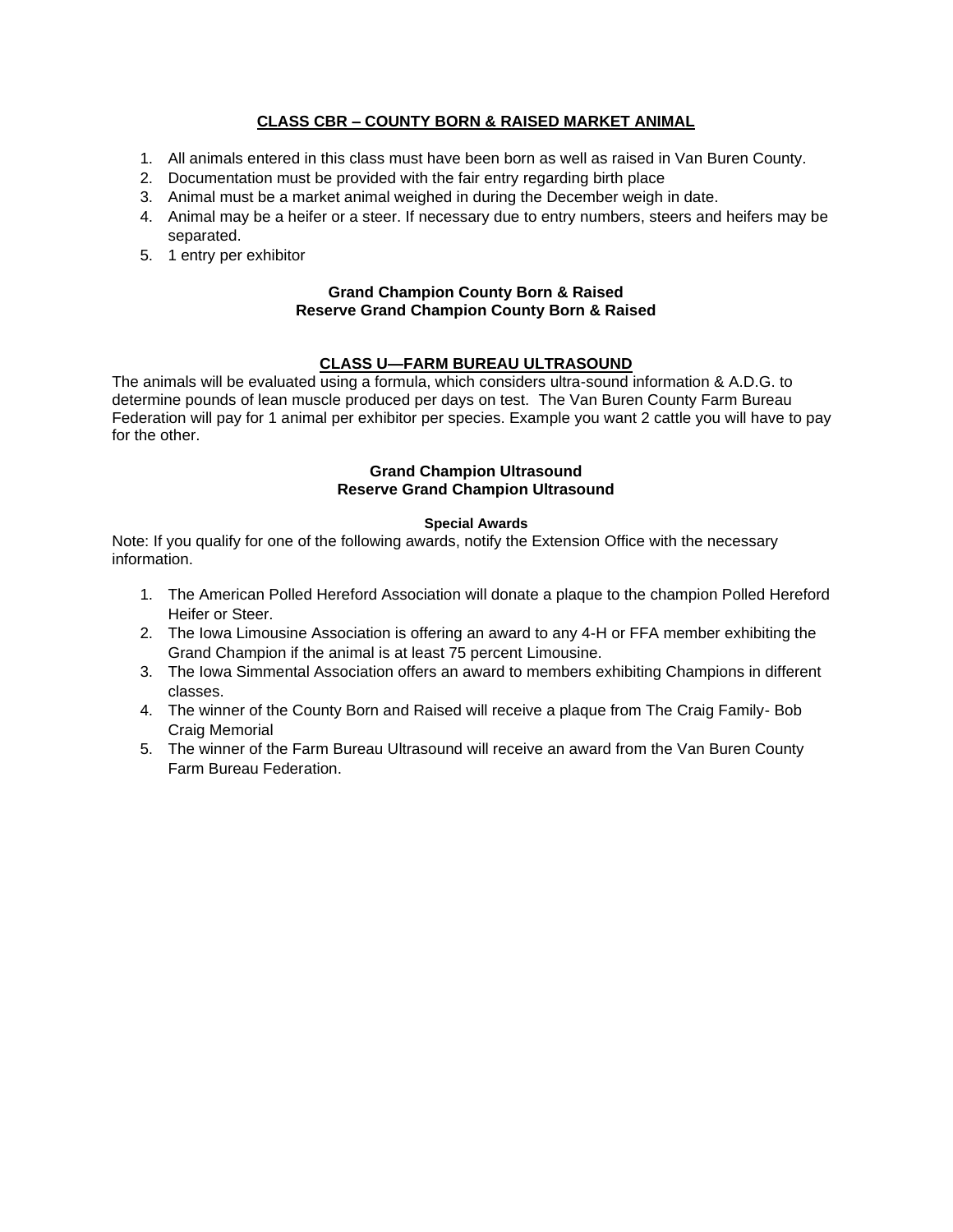## CLASS CBR – COUNTY BORN & RAISED MARKET ANIMAL

1. All animals entered in this class must have been born as well as raised in Van Buren County.
2. Documentation must be provided with the fair entry regarding birth place
3. Animal must be a market animal weighed in during the December weigh in date.
4. Animal may be a heifer or a steer. If necessary due to entry numbers, steers and heifers may be separated.
5. 1 entry per exhibitor

**Grand Champion County Born & Raised**
**Reserve Grand Champion County Born & Raised**

## CLASS U—FARM BUREAU ULTRASOUND

The animals will be evaluated using a formula, which considers ultra-sound information & A.D.G. to determine pounds of lean muscle produced per days on test. The Van Buren County Farm Bureau Federation will pay for 1 animal per exhibitor per species. Example you want 2 cattle you will have to pay for the other.

**Grand Champion Ultrasound**
**Reserve Grand Champion Ultrasound**

### Special Awards

Note: If you qualify for one of the following awards, notify the Extension Office with the necessary information.

1. The American Polled Hereford Association will donate a plaque to the champion Polled Hereford Heifer or Steer.
2. The Iowa Limousine Association is offering an award to any 4-H or FFA member exhibiting the Grand Champion if the animal is at least 75 percent Limousine.
3. The Iowa Simmental Association offers an award to members exhibiting Champions in different classes.
4. The winner of the County Born and Raised will receive a plaque from The Craig Family- Bob Craig Memorial
5. The winner of the Farm Bureau Ultrasound will receive an award from the Van Buren County Farm Bureau Federation.